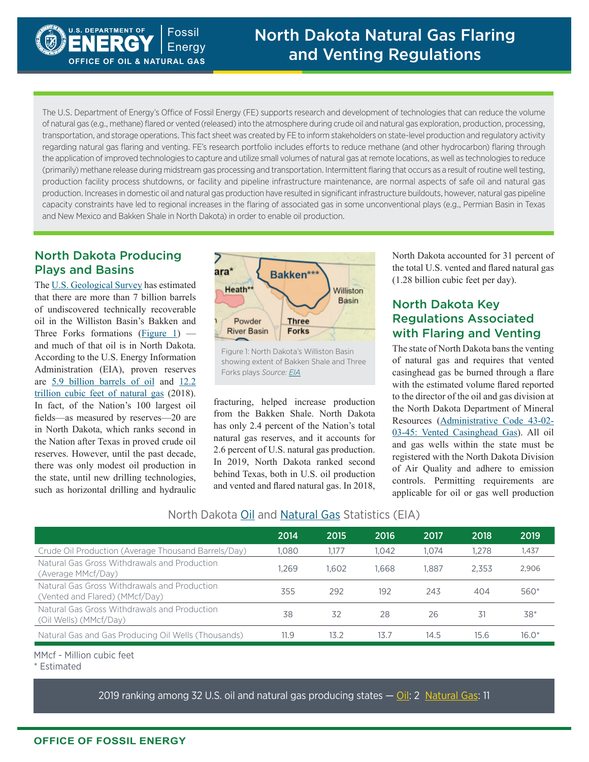# North Dakota Natural Gas Flaring and Venting Regulations

The U.S. Department of Energy's Office of Fossil Energy (FE) supports research and development of technologies that can reduce the volume of natural gas (e.g., methane) flared or vented (released) into the atmosphere during crude oil and natural gas exploration, production, processing, transportation, and storage operations. This fact sheet was created by FE to inform stakeholders on state-level production and regulatory activity regarding natural gas flaring and venting. FE's research portfolio includes efforts to reduce methane (and other hydrocarbon) flaring through the application of improved technologies to capture and utilize small volumes of natural gas at remote locations, as well as technologies to reduce (primarily) methane release during midstream gas processing and transportation. Intermittent flaring that occurs as a result of routine well testing, production facility process shutdowns, or facility and pipeline infrastructure maintenance, are normal aspects of safe oil and natural gas production. Increases in domestic oil and natural gas production have resulted in significant infrastructure buildouts, however, natural gas pipeline capacity constraints have led to regional increases in the flaring of associated gas in some unconventional plays (e.g., Permian Basin in Texas and New Mexico and Bakken Shale in North Dakota) in order to enable oil production.

## North Dakota Producing Plays and Basins

The U.S. Geological Survey has estimated that there are more than 7 billion barrels of undiscovered technically recoverable oil in the Williston Basin's Bakken and Three Forks formations (Figure 1) — and much of that oil is in North Dakota. According to the U.S. Energy Information Administration (EIA), proven reserves are 5.9 billion barrels of oil and 12.2 trillion cubic feet of natural gas (2018). In fact, of the Nation's 100 largest oil fields—as measured by reserves—20 are in North Dakota, which ranks second in the Nation after Texas in proved crude oil reserves. However, until the past decade, there was only modest oil production in the state, until new drilling technologies, such as horizontal drilling and hydraulic fracturing, helped increase production from the Bakken Shale. North Dakota has only 2.4 percent of the Nation's total natural gas reserves, and it accounts for 2.6 percent of U.S. natural gas production. In 2019, North Dakota ranked second behind Texas, both in U.S. oil production and vented and flared natural gas. In 2018, North Dakota accounted for 31 percent of the total U.S. vented and flared natural gas (1.28 billion cubic feet per day).

ara*
Bakken***
Heath**
Williston Basin
Powder River Basin
Three Forks

Figure 1: North Dakota's Williston Basin showing extent of Bakken Shale and Three Forks plays *Source: EIA*

## North Dakota Key Regulations Associated with Flaring and Venting

The state of North Dakota bans the venting of natural gas and requires that vented casinghead gas be burned through a flare with the estimated volume flared reported to the director of the oil and gas division at the North Dakota Department of Mineral Resources (Administrative Code 43-02-03-45: Vented Casinghead Gas). All oil and gas wells within the state must be registered with the North Dakota Division of Air Quality and adhere to emission controls. Permitting requirements are applicable for oil or gas well production

North Dakota Oil and Natural Gas Statistics (EIA)

| | 2014 | 2015 | 2016 | 2017 | 2018 | 2019 |
|---|---|---|---|---|---|---|
| Crude Oil Production (Average Thousand Barrels/Day) | 1,080 | 1,177 | 1,042 | 1,074 | 1,278 | 1,437 |
| Natural Gas Gross Withdrawals and Production (Average MMcf/Day) | 1,269 | 1,602 | 1,668 | 1,887 | 2,353 | 2,906 |
| Natural Gas Gross Withdrawals and Production (Vented and Flared) (MMcf/Day) | 355 | 292 | 192 | 243 | 404 | 560* |
| Natural Gas Gross Withdrawals and Production (Oil Wells) (MMcf/Day) | 38 | 32 | 28 | 26 | 31 | 38* |
| Natural Gas and Gas Producing Oil Wells (Thousands) | 11.9 | 13.2 | 13.7 | 14.5 | 15.6 | 16.0* |

MMcf - Million cubic feet
* Estimated

2019 ranking among 32 U.S. oil and natural gas producing states — Oil: 2 Natural Gas: 11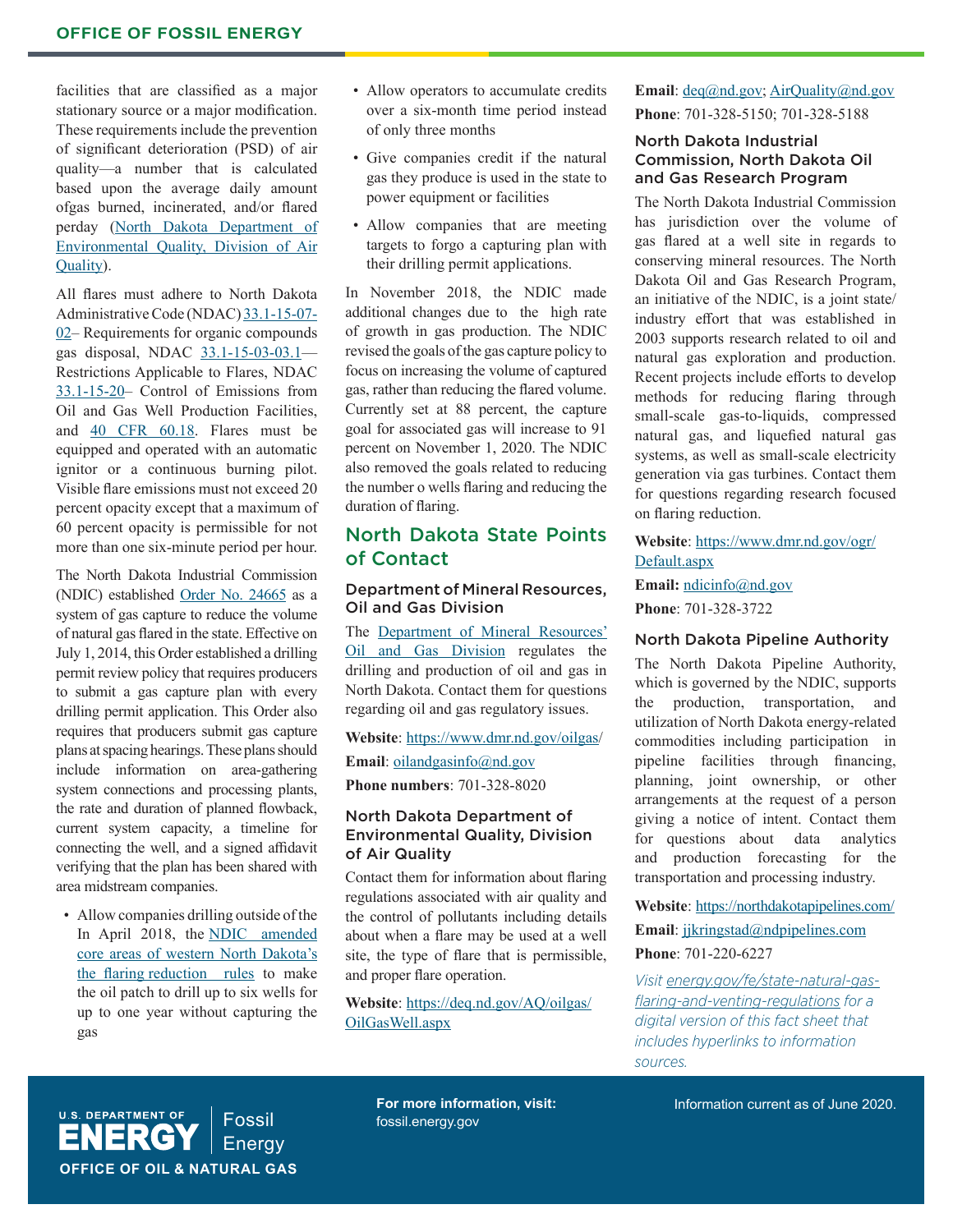facilities that are classified as a major stationary source or a major modification. These requirements include the prevention of significant deterioration (PSD) of air quality—a number that is calculated based upon the average daily amount ofgas burned, incinerated, and/or flared perday (North Dakota Department of Environmental Quality, Division of Air Quality).

All flares must adhere to North Dakota Administrative Code (NDAC) 33.1-15-07-02– Requirements for organic compounds gas disposal, NDAC 33.1-15-03-03.1—Restrictions Applicable to Flares, NDAC 33.1-15-20– Control of Emissions from Oil and Gas Well Production Facilities, and 40 CFR 60.18. Flares must be equipped and operated with an automatic ignitor or a continuous burning pilot. Visible flare emissions must not exceed 20 percent opacity except that a maximum of 60 percent opacity is permissible for not more than one six-minute period per hour.

The North Dakota Industrial Commission (NDIC) established Order No. 24665 as a system of gas capture to reduce the volume of natural gas flared in the state. Effective on July 1, 2014, this Order established a drilling permit review policy that requires producers to submit a gas capture plan with every drilling permit application. This Order also requires that producers submit gas capture plans at spacing hearings. These plans should include information on area-gathering system connections and processing plants, the rate and duration of planned flowback, current system capacity, a timeline for connecting the well, and a signed affidavit verifying that the plan has been shared with area midstream companies.

- Allow companies drilling outside of the In April 2018, the NDIC amended core areas of western North Dakota's the flaring reduction rules to make the oil patch to drill up to six wells for up to one year without capturing the gas
- Allow operators to accumulate credits over a six-month time period instead of only three months
- Give companies credit if the natural gas they produce is used in the state to power equipment or facilities
- Allow companies that are meeting targets to forgo a capturing plan with their drilling permit applications.

In November 2018, the NDIC made additional changes due to the high rate of growth in gas production. The NDIC revised the goals of the gas capture policy to focus on increasing the volume of captured gas, rather than reducing the flared volume. Currently set at 88 percent, the capture goal for associated gas will increase to 91 percent on November 1, 2020. The NDIC also removed the goals related to reducing the number o wells flaring and reducing the duration of flaring.

## North Dakota State Points of Contact

### Department of Mineral Resources, Oil and Gas Division

The Department of Mineral Resources' Oil and Gas Division regulates the drilling and production of oil and gas in North Dakota. Contact them for questions regarding oil and gas regulatory issues.

**Website**: https://www.dmr.nd.gov/oilgas/

**Email**: oilandgasinfo@nd.gov

**Phone numbers**: 701-328-8020

### North Dakota Department of Environmental Quality, Division of Air Quality

Contact them for information about flaring regulations associated with air quality and the control of pollutants including details about when a flare may be used at a well site, the type of flare that is permissible, and proper flare operation.

**Website**: https://deq.nd.gov/AQ/oilgas/OilGasWell.aspx

**Email**: deq@nd.gov; AirQuality@nd.gov

**Phone**: 701-328-5150; 701-328-5188

### North Dakota Industrial Commission, North Dakota Oil and Gas Research Program

The North Dakota Industrial Commission has jurisdiction over the volume of gas flared at a well site in regards to conserving mineral resources. The North Dakota Oil and Gas Research Program, an initiative of the NDIC, is a joint state/industry effort that was established in 2003 supports research related to oil and natural gas exploration and production. Recent projects include efforts to develop methods for reducing flaring through small-scale gas-to-liquids, compressed natural gas, and liquefied natural gas systems, as well as small-scale electricity generation via gas turbines. Contact them for questions regarding research focused on flaring reduction.

**Website**: https://www.dmr.nd.gov/ogr/Default.aspx

**Email:** ndicinfo@nd.gov

**Phone**: 701-328-3722

### North Dakota Pipeline Authority

The North Dakota Pipeline Authority, which is governed by the NDIC, supports the production, transportation, and utilization of North Dakota energy-related commodities including participation in pipeline facilities through financing, planning, joint ownership, or other arrangements at the request of a person giving a notice of intent. Contact them for questions about data analytics and production forecasting for the transportation and processing industry.

**Website**: https://northdakotapipelines.com/

**Email**: jjkringstad@ndpipelines.com

**Phone**: 701-220-6227

*Visit energy.gov/fe/state-natural-gas-flaring-and-venting-regulations for a digital version of this fact sheet that includes hyperlinks to information sources.*

U.S. DEPARTMENT OF ENERGY | Fossil Energy
OFFICE OF OIL & NATURAL GAS

**For more information, visit:** fossil.energy.gov

Information current as of June 2020.